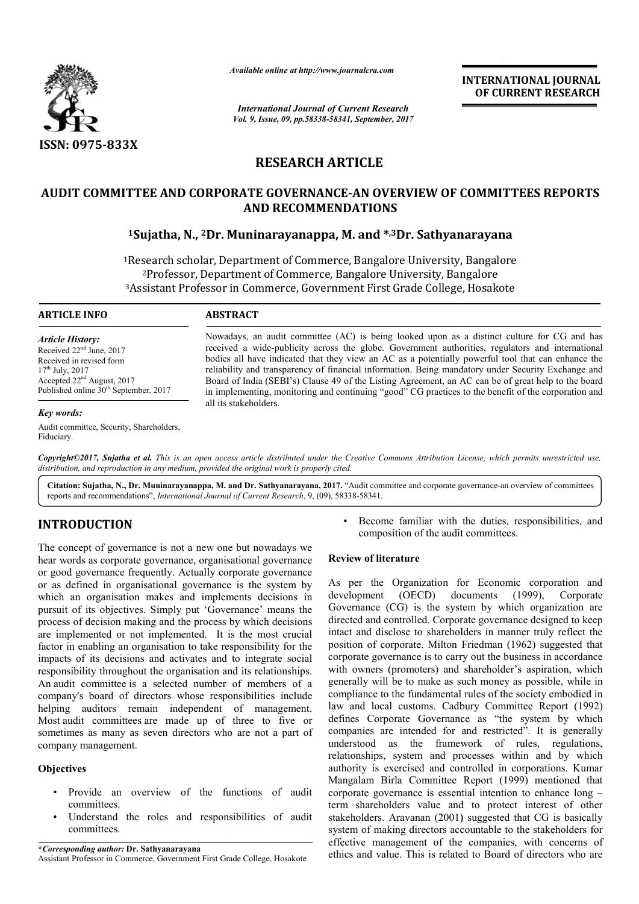ISSN: 0975-833X

*Available online at http://www.journalcra.com*

*International Journal of Current Research*
*Vol. 9, Issue, 09, pp.58338-58341, September, 2017*

**INTERNATIONAL JOURNAL OF CURRENT RESEARCH**

# RESEARCH ARTICLE

# AUDIT COMMITTEE AND CORPORATE GOVERNANCE-AN OVERVIEW OF COMMITTEES REPORTS AND RECOMMENDATIONS

**[1]Sujatha, N., [2]Dr. Muninarayanappa, M. and *,[3]Dr. Sathyanarayana**

[1]Research scholar, Department of Commerce, Bangalore University, Bangalore
[2]Professor, Department of Commerce, Bangalore University, Bangalore
[3]Assistant Professor in Commerce, Government First Grade College, Hosakote

**ARTICLE INFO**

*Article History:*
Received 22nd June, 2017
Received in revised form 17th July, 2017
Accepted 22nd August, 2017
Published online 30th September, 2017

*Key words:*
Audit committee, Security, Shareholders, Fiduciary.

**ABSTRACT**

Nowadays, an audit committee (AC) is being looked upon as a distinct culture for CG and has received a wide-publicity across the globe. Government authorities, regulators and international bodies all have indicated that they view an AC as a potentially powerful tool that can enhance the reliability and transparency of financial information. Being mandatory under Security Exchange and Board of India (SEBI's) Clause 49 of the Listing Agreement, an AC can be of great help to the board in implementing, monitoring and continuing "good" CG practices to the benefit of the corporation and all its stakeholders.

*Copyright©2017, Sujatha et al. This is an open access article distributed under the Creative Commons Attribution License, which permits unrestricted use, distribution, and reproduction in any medium, provided the original work is properly cited.*

**Citation: Sujatha, N., Dr. Muninarayanappa, M. and Dr. Sathyanarayana, 2017.** "Audit committee and corporate governance-an overview of committees reports and recommendations", *International Journal of Current Research*, 9, (09), 58338-58341.

## INTRODUCTION

The concept of governance is not a new one but nowadays we hear words as corporate governance, organisational governance or good governance frequently. Actually corporate governance or as defined in organisational governance is the system by which an organisation makes and implements decisions in pursuit of its objectives. Simply put 'Governance' means the process of decision making and the process by which decisions are implemented or not implemented. It is the most crucial factor in enabling an organisation to take responsibility for the impacts of its decisions and activates and to integrate social responsibility throughout the organisation and its relationships. An audit committee is a selected number of members of a company's board of directors whose responsibilities include helping auditors remain independent of management. Most audit committees are made up of three to five or sometimes as many as seven directors who are not a part of company management.

### Objectives

- Provide an overview of the functions of audit committees.
- Understand the roles and responsibilities of audit committees.
- Become familiar with the duties, responsibilities, and composition of the audit committees.

### Review of literature

As per the Organization for Economic corporation and development (OECD) documents (1999), Corporate Governance (CG) is the system by which organization are directed and controlled. Corporate governance designed to keep intact and disclose to shareholders in manner truly reflect the position of corporate. Milton Friedman (1962) suggested that corporate governance is to carry out the business in accordance with owners (promoters) and shareholder's aspiration, which generally will be to make as such money as possible, while in compliance to the fundamental rules of the society embodied in law and local customs. Cadbury Committee Report (1992) defines Corporate Governance as "the system by which companies are intended for and restricted". It is generally understood as the framework of rules, regulations, relationships, system and processes within and by which authority is exercised and controlled in corporations. Kumar Mangalam Birla Committee Report (1999) mentioned that corporate governance is essential intention to enhance long – term shareholders value and to protect interest of other stakeholders. Aravanan (2001) suggested that CG is basically system of making directors accountable to the stakeholders for effective management of the companies, with concerns of ethics and value. This is related to Board of directors who are

*\*Corresponding author:* **Dr. Sathyanarayana**
Assistant Professor in Commerce, Government First Grade College, Hosakote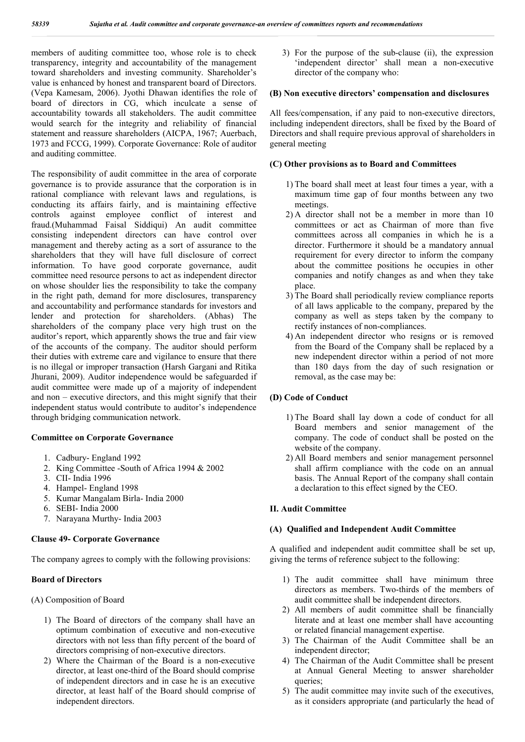members of auditing committee too, whose role is to check transparency, integrity and accountability of the management toward shareholders and investing community. Shareholder's value is enhanced by honest and transparent board of Directors. (Vepa Kamesam, 2006). Jyothi Dhawan identifies the role of board of directors in CG, which inculcate a sense of accountability towards all stakeholders. The audit committee would search for the integrity and reliability of financial statement and reassure shareholders (AICPA, 1967; Auerbach, 1973 and FCCG, 1999). Corporate Governance: Role of auditor and auditing committee.

The responsibility of audit committee in the area of corporate governance is to provide assurance that the corporation is in rational compliance with relevant laws and regulations, is conducting its affairs fairly, and is maintaining effective controls against employee conflict of interest and fraud.(Muhammad Faisal Siddiqui) An audit committee consisting independent directors can have control over management and thereby acting as a sort of assurance to the shareholders that they will have full disclosure of correct information. To have good corporate governance, audit committee need resource persons to act as independent director on whose shoulder lies the responsibility to take the company in the right path, demand for more disclosures, transparency and accountability and performance standards for investors and lender and protection for shareholders. (Abhas) The shareholders of the company place very high trust on the auditor's report, which apparently shows the true and fair view of the accounts of the company. The auditor should perform their duties with extreme care and vigilance to ensure that there is no illegal or improper transaction (Harsh Gargani and Ritika Jhurani, 2009). Auditor independence would be safeguarded if audit committee were made up of a majority of independent and non – executive directors, and this might signify that their independent status would contribute to auditor's independence through bridging communication network.

### Committee on Corporate Governance

1. Cadbury- England 1992
2. King Committee -South of Africa 1994 & 2002
3. CII- India 1996
4. Hampel- England 1998
5. Kumar Mangalam Birla- India 2000
6. SEBI- India 2000
7. Narayana Murthy- India 2003

### Clause 49- Corporate Governance

The company agrees to comply with the following provisions:

### Board of Directors

(A) Composition of Board

1) The Board of directors of the company shall have an optimum combination of executive and non-executive directors with not less than fifty percent of the board of directors comprising of non-executive directors.
2) Where the Chairman of the Board is a non-executive director, at least one-third of the Board should comprise of independent directors and in case he is an executive director, at least half of the Board should comprise of independent directors.
3) For the purpose of the sub-clause (ii), the expression 'independent director' shall mean a non-executive director of the company who:

#### (B) Non executive directors' compensation and disclosures

All fees/compensation, if any paid to non-executive directors, including independent directors, shall be fixed by the Board of Directors and shall require previous approval of shareholders in general meeting

#### (C) Other provisions as to Board and Committees

1) The board shall meet at least four times a year, with a maximum time gap of four months between any two meetings.
2) A director shall not be a member in more than 10 committees or act as Chairman of more than five committees across all companies in which he is a director. Furthermore it should be a mandatory annual requirement for every director to inform the company about the committee positions he occupies in other companies and notify changes as and when they take place.
3) The Board shall periodically review compliance reports of all laws applicable to the company, prepared by the company as well as steps taken by the company to rectify instances of non-compliances.
4) An independent director who resigns or is removed from the Board of the Company shall be replaced by a new independent director within a period of not more than 180 days from the day of such resignation or removal, as the case may be:

#### (D) Code of Conduct

1) The Board shall lay down a code of conduct for all Board members and senior management of the company. The code of conduct shall be posted on the website of the company.
2) All Board members and senior management personnel shall affirm compliance with the code on an annual basis. The Annual Report of the company shall contain a declaration to this effect signed by the CEO.

### II. Audit Committee

#### (A) Qualified and Independent Audit Committee

A qualified and independent audit committee shall be set up, giving the terms of reference subject to the following:

1) The audit committee shall have minimum three directors as members. Two-thirds of the members of audit committee shall be independent directors.
2) All members of audit committee shall be financially literate and at least one member shall have accounting or related financial management expertise.
3) The Chairman of the Audit Committee shall be an independent director;
4) The Chairman of the Audit Committee shall be present at Annual General Meeting to answer shareholder queries;
5) The audit committee may invite such of the executives, as it considers appropriate (and particularly the head of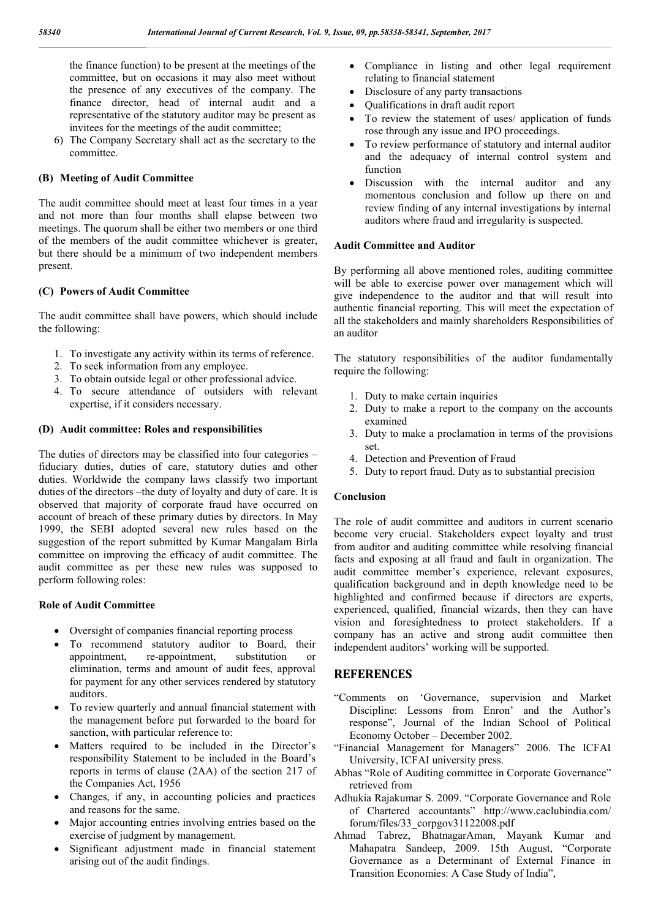the finance function) to be present at the meetings of the committee, but on occasions it may also meet without the presence of any executives of the company. The finance director, head of internal audit and a representative of the statutory auditor may be present as invitees for the meetings of the audit committee;

6) The Company Secretary shall act as the secretary to the committee.

### (B) Meeting of Audit Committee

The audit committee should meet at least four times in a year and not more than four months shall elapse between two meetings. The quorum shall be either two members or one third of the members of the audit committee whichever is greater, but there should be a minimum of two independent members present.

### (C) Powers of Audit Committee

The audit committee shall have powers, which should include the following:

1. To investigate any activity within its terms of reference.
2. To seek information from any employee.
3. To obtain outside legal or other professional advice.
4. To secure attendance of outsiders with relevant expertise, if it considers necessary.

### (D) Audit committee: Roles and responsibilities

The duties of directors may be classified into four categories – fiduciary duties, duties of care, statutory duties and other duties. Worldwide the company laws classify two important duties of the directors –the duty of loyalty and duty of care. It is observed that majority of corporate fraud have occurred on account of breach of these primary duties by directors. In May 1999, the SEBI adopted several new rules based on the suggestion of the report submitted by Kumar Mangalam Birla committee on improving the efficacy of audit committee. The audit committee as per these new rules was supposed to perform following roles:

### Role of Audit Committee

- Oversight of companies financial reporting process
- To recommend statutory auditor to Board, their appointment, re-appointment, substitution or elimination, terms and amount of audit fees, approval for payment for any other services rendered by statutory auditors.
- To review quarterly and annual financial statement with the management before put forwarded to the board for sanction, with particular reference to:
- Matters required to be included in the Director's responsibility Statement to be included in the Board's reports in terms of clause (2AA) of the section 217 of the Companies Act, 1956
- Changes, if any, in accounting policies and practices and reasons for the same.
- Major accounting entries involving entries based on the exercise of judgment by management.
- Significant adjustment made in financial statement arising out of the audit findings.
- Compliance in listing and other legal requirement relating to financial statement
- Disclosure of any party transactions
- Qualifications in draft audit report
- To review the statement of uses/ application of funds rose through any issue and IPO proceedings.
- To review performance of statutory and internal auditor and the adequacy of internal control system and function
- Discussion with the internal auditor and any momentous conclusion and follow up there on and review finding of any internal investigations by internal auditors where fraud and irregularity is suspected.

### Audit Committee and Auditor

By performing all above mentioned roles, auditing committee will be able to exercise power over management which will give independence to the auditor and that will result into authentic financial reporting. This will meet the expectation of all the stakeholders and mainly shareholders Responsibilities of an auditor

The statutory responsibilities of the auditor fundamentally require the following:

1. Duty to make certain inquiries
2. Duty to make a report to the company on the accounts examined
3. Duty to make a proclamation in terms of the provisions set.
4. Detection and Prevention of Fraud
5. Duty to report fraud. Duty as to substantial precision

### Conclusion

The role of audit committee and auditors in current scenario become very crucial. Stakeholders expect loyalty and trust from auditor and auditing committee while resolving financial facts and exposing at all fraud and fault in organization. The audit committee member's experience, relevant exposures, qualification background and in depth knowledge need to be highlighted and confirmed because if directors are experts, experienced, qualified, financial wizards, then they can have vision and foresightedness to protect stakeholders. If a company has an active and strong audit committee then independent auditors' working will be supported.

## REFERENCES

"Comments on 'Governance, supervision and Market Discipline: Lessons from Enron' and the Author's response", Journal of the Indian School of Political Economy October – December 2002.

"Financial Management for Managers" 2006. The ICFAI University, ICFAI university press.

Abhas "Role of Auditing committee in Corporate Governance" retrieved from

Adhukia Rajakumar S. 2009. "Corporate Governance and Role of Chartered accountants" http://www.caclubindia.com/forum/files/33_corpgov31122008.pdf

Ahmad Tabrez, BhatnagarAman, Mayank Kumar and Mahapatra Sandeep, 2009. 15th August, "Corporate Governance as a Determinant of External Finance in Transition Economies: A Case Study of India",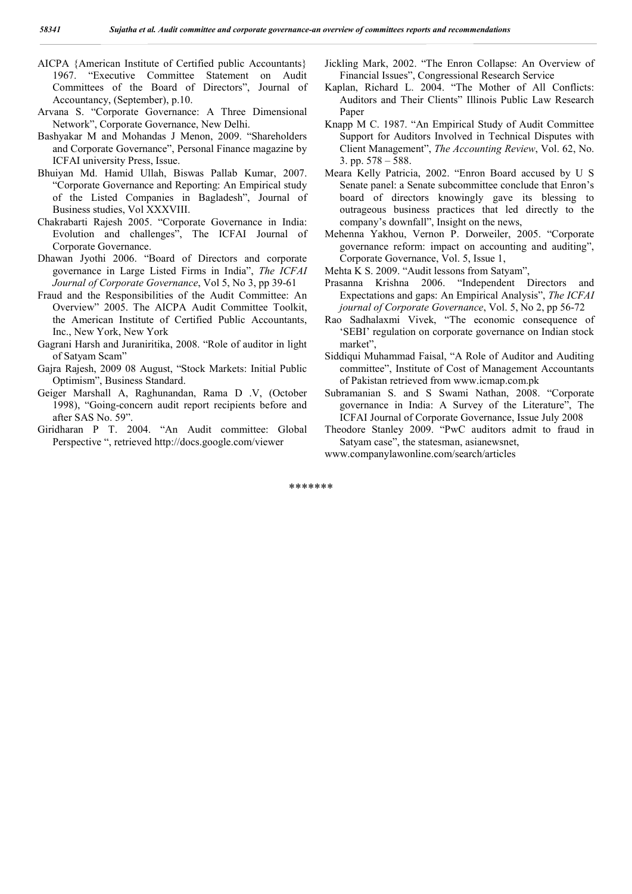AICPA {American Institute of Certified public Accountants} 1967. "Executive Committee Statement on Audit Committees of the Board of Directors", Journal of Accountancy, (September), p.10.

Arvana S. "Corporate Governance: A Three Dimensional Network", Corporate Governance, New Delhi.

Bashyakar M and Mohandas J Menon, 2009. "Shareholders and Corporate Governance", Personal Finance magazine by ICFAI university Press, Issue.

Bhuiyan Md. Hamid Ullah, Biswas Pallab Kumar, 2007. "Corporate Governance and Reporting: An Empirical study of the Listed Companies in Bagladesh", Journal of Business studies, Vol XXXVIII.

Chakrabarti Rajesh 2005. "Corporate Governance in India: Evolution and challenges", The ICFAI Journal of Corporate Governance.

Dhawan Jyothi 2006. "Board of Directors and corporate governance in Large Listed Firms in India", *The ICFAI Journal of Corporate Governance*, Vol 5, No 3, pp 39-61

Fraud and the Responsibilities of the Audit Committee: An Overview" 2005. The AICPA Audit Committee Toolkit, the American Institute of Certified Public Accountants, Inc., New York, New York

Gagrani Harsh and Juraniritika, 2008. "Role of auditor in light of Satyam Scam"

Gajra Rajesh, 2009 08 August, "Stock Markets: Initial Public Optimism", Business Standard.

Geiger Marshall A, Raghunandan, Rama D .V, (October 1998), "Going-concern audit report recipients before and after SAS No. 59".

Giridharan P T. 2004. "An Audit committee: Global Perspective ", retrieved http://docs.google.com/viewer

Jickling Mark, 2002. "The Enron Collapse: An Overview of Financial Issues", Congressional Research Service

Kaplan, Richard L. 2004. "The Mother of All Conflicts: Auditors and Their Clients" Illinois Public Law Research Paper

Knapp M C. 1987. "An Empirical Study of Audit Committee Support for Auditors Involved in Technical Disputes with Client Management", *The Accounting Review*, Vol. 62, No. 3. pp. 578 – 588.

Meara Kelly Patricia, 2002. "Enron Board accused by U S Senate panel: a Senate subcommittee conclude that Enron's board of directors knowingly gave its blessing to outrageous business practices that led directly to the company's downfall", Insight on the news,

Mehenna Yakhou, Vernon P. Dorweiler, 2005. "Corporate governance reform: impact on accounting and auditing", Corporate Governance, Vol. 5, Issue 1,

Mehta K S. 2009. "Audit lessons from Satyam",

Prasanna Krishna 2006. "Independent Directors and Expectations and gaps: An Empirical Analysis", *The ICFAI journal of Corporate Governance*, Vol. 5, No 2, pp 56-72

Rao Sadhalaxmi Vivek, "The economic consequence of 'SEBI' regulation on corporate governance on Indian stock market",

Siddiqui Muhammad Faisal, "A Role of Auditor and Auditing committee", Institute of Cost of Management Accountants of Pakistan retrieved from www.icmap.com.pk

Subramanian S. and S Swami Nathan, 2008. "Corporate governance in India: A Survey of the Literature", The ICFAI Journal of Corporate Governance, Issue July 2008

Theodore Stanley 2009. "PwC auditors admit to fraud in Satyam case", the statesman, asianewsnet,

www.companylawonline.com/search/articles

\*\*\*\*\*\*\*